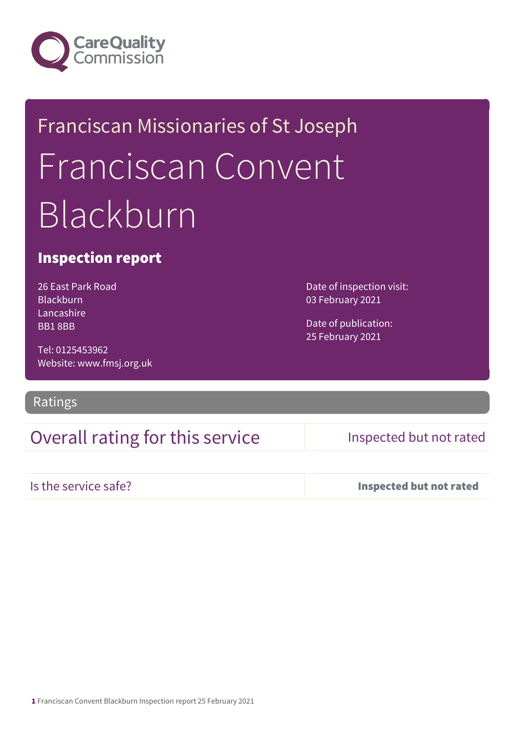Care Quality Commission

# Franciscan Missionaries of St Joseph

# Franciscan Convent Blackburn

## Inspection report

26 East Park Road
Blackburn
Lancashire
BB1 8BB

Tel: 0125453962
Website: www.fmsj.org.uk

Date of inspection visit:
03 February 2021

Date of publication:
25 February 2021

## Ratings

| | |
|---|---|
| Overall rating for this service | Inspected but not rated |
| Is the service safe? | **Inspected but not rated** |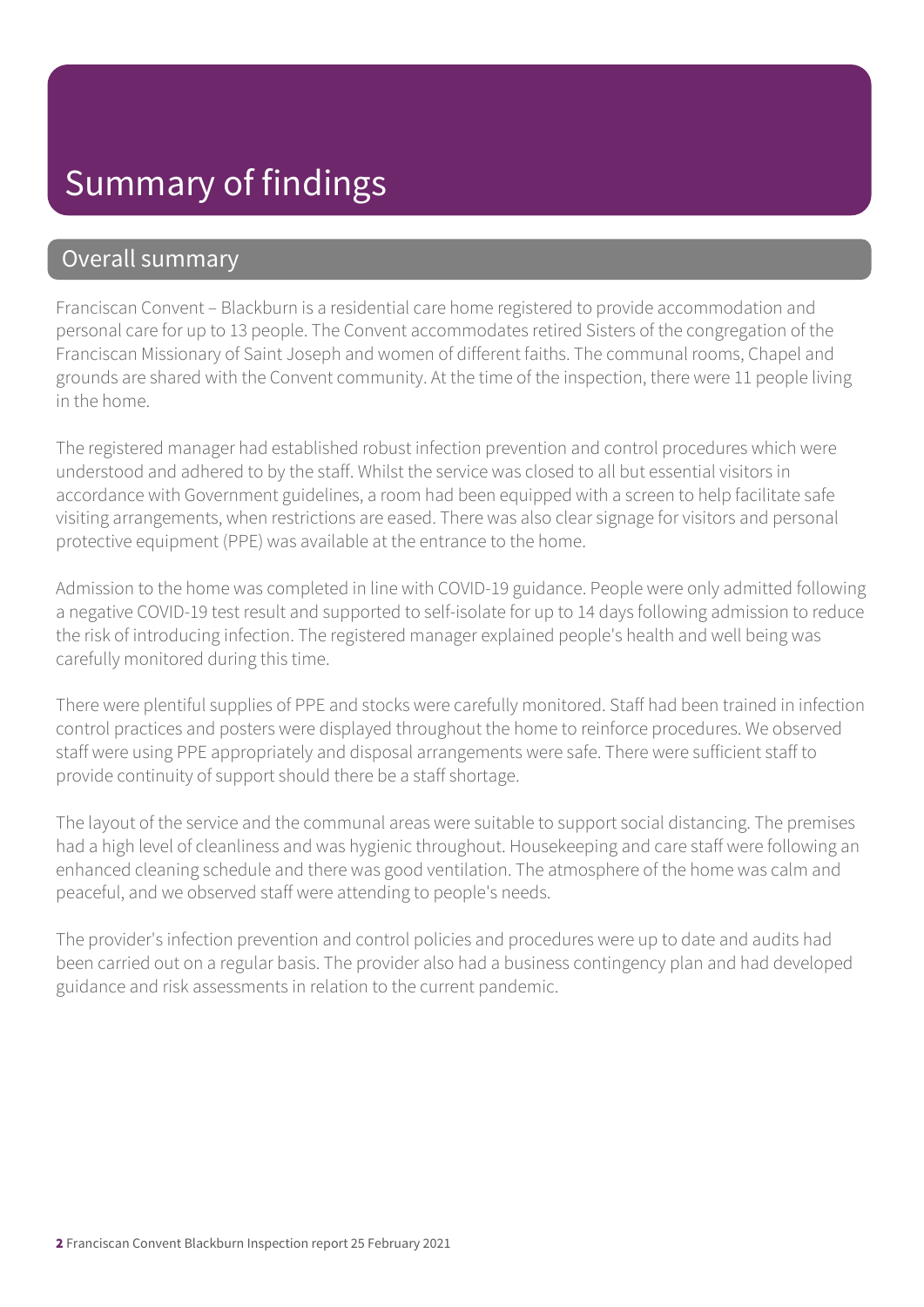# Summary of findings

## Overall summary

Franciscan Convent – Blackburn is a residential care home registered to provide accommodation and personal care for up to 13 people. The Convent accommodates retired Sisters of the congregation of the Franciscan Missionary of Saint Joseph and women of different faiths. The communal rooms, Chapel and grounds are shared with the Convent community. At the time of the inspection, there were 11 people living in the home.

The registered manager had established robust infection prevention and control procedures which were understood and adhered to by the staff. Whilst the service was closed to all but essential visitors in accordance with Government guidelines, a room had been equipped with a screen to help facilitate safe visiting arrangements, when restrictions are eased. There was also clear signage for visitors and personal protective equipment (PPE) was available at the entrance to the home.

Admission to the home was completed in line with COVID-19 guidance. People were only admitted following a negative COVID-19 test result and supported to self-isolate for up to 14 days following admission to reduce the risk of introducing infection. The registered manager explained people's health and well being was carefully monitored during this time.

There were plentiful supplies of PPE and stocks were carefully monitored. Staff had been trained in infection control practices and posters were displayed throughout the home to reinforce procedures. We observed staff were using PPE appropriately and disposal arrangements were safe. There were sufficient staff to provide continuity of support should there be a staff shortage.

The layout of the service and the communal areas were suitable to support social distancing. The premises had a high level of cleanliness and was hygienic throughout. Housekeeping and care staff were following an enhanced cleaning schedule and there was good ventilation. The atmosphere of the home was calm and peaceful, and we observed staff were attending to people's needs.

The provider's infection prevention and control policies and procedures were up to date and audits had been carried out on a regular basis. The provider also had a business contingency plan and had developed guidance and risk assessments in relation to the current pandemic.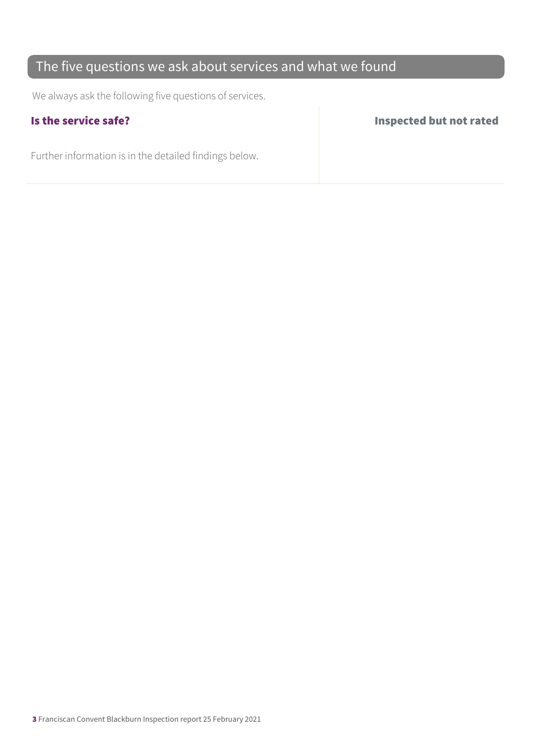## The five questions we ask about services and what we found

We always ask the following five questions of services.

| **Is the service safe?** | **Inspected but not rated** |
| --- | --- |
| Further information is in the detailed findings below. | |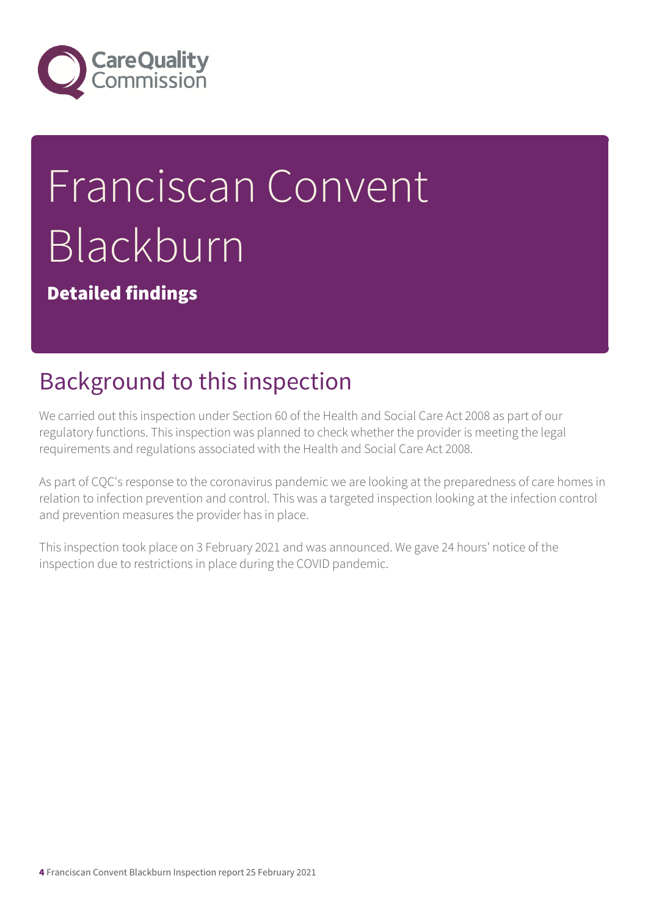# Franciscan Convent Blackburn

**Detailed findings**

## Background to this inspection

We carried out this inspection under Section 60 of the Health and Social Care Act 2008 as part of our regulatory functions. This inspection was planned to check whether the provider is meeting the legal requirements and regulations associated with the Health and Social Care Act 2008.

As part of CQC's response to the coronavirus pandemic we are looking at the preparedness of care homes in relation to infection prevention and control. This was a targeted inspection looking at the infection control and prevention measures the provider has in place.

This inspection took place on 3 February 2021 and was announced. We gave 24 hours' notice of the inspection due to restrictions in place during the COVID pandemic.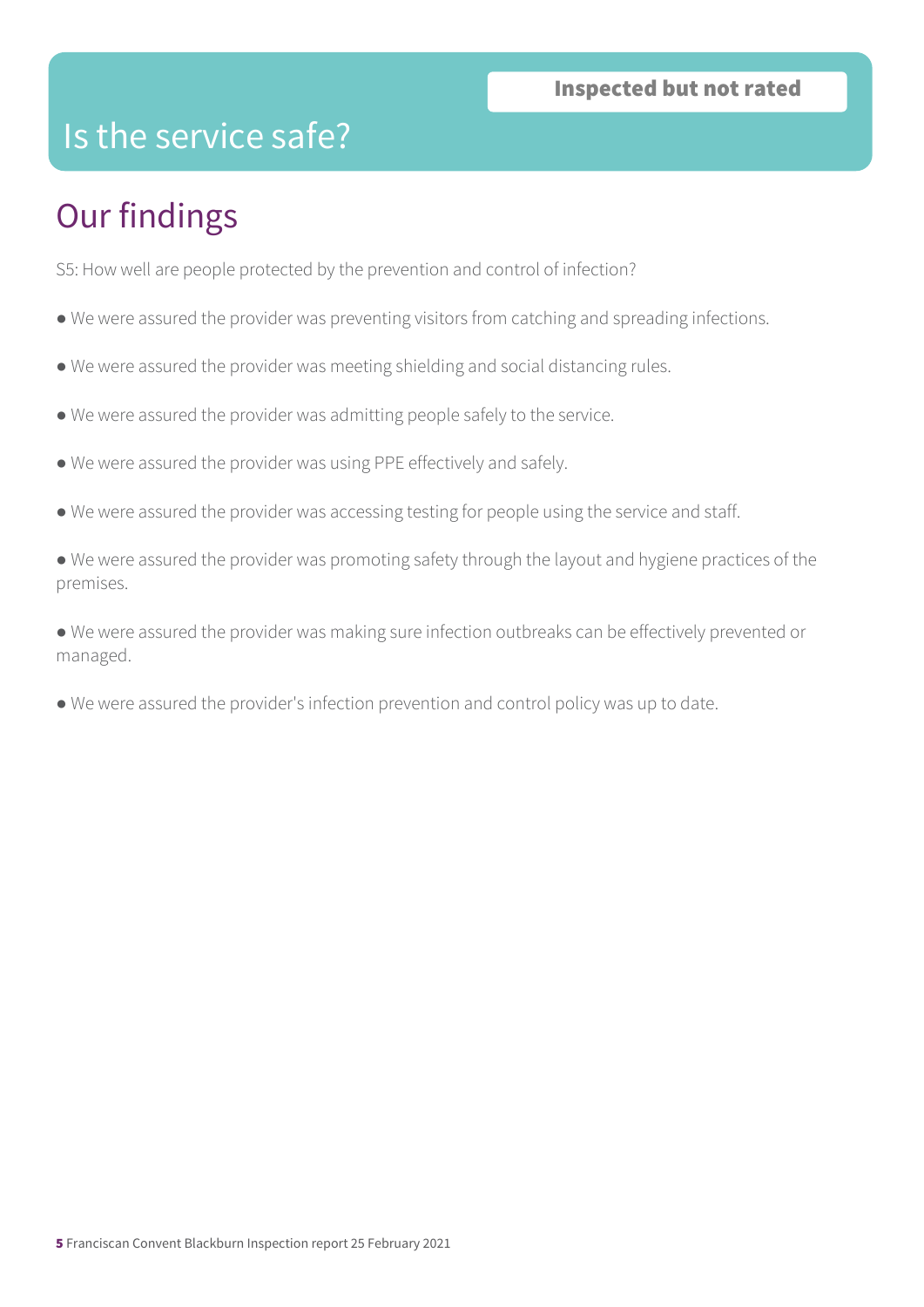# Is the service safe?

**Inspected but not rated**

## Our findings

S5: How well are people protected by the prevention and control of infection?

- We were assured the provider was preventing visitors from catching and spreading infections.
- We were assured the provider was meeting shielding and social distancing rules.
- We were assured the provider was admitting people safely to the service.
- We were assured the provider was using PPE effectively and safely.
- We were assured the provider was accessing testing for people using the service and staff.
- We were assured the provider was promoting safety through the layout and hygiene practices of the premises.
- We were assured the provider was making sure infection outbreaks can be effectively prevented or managed.
- We were assured the provider's infection prevention and control policy was up to date.